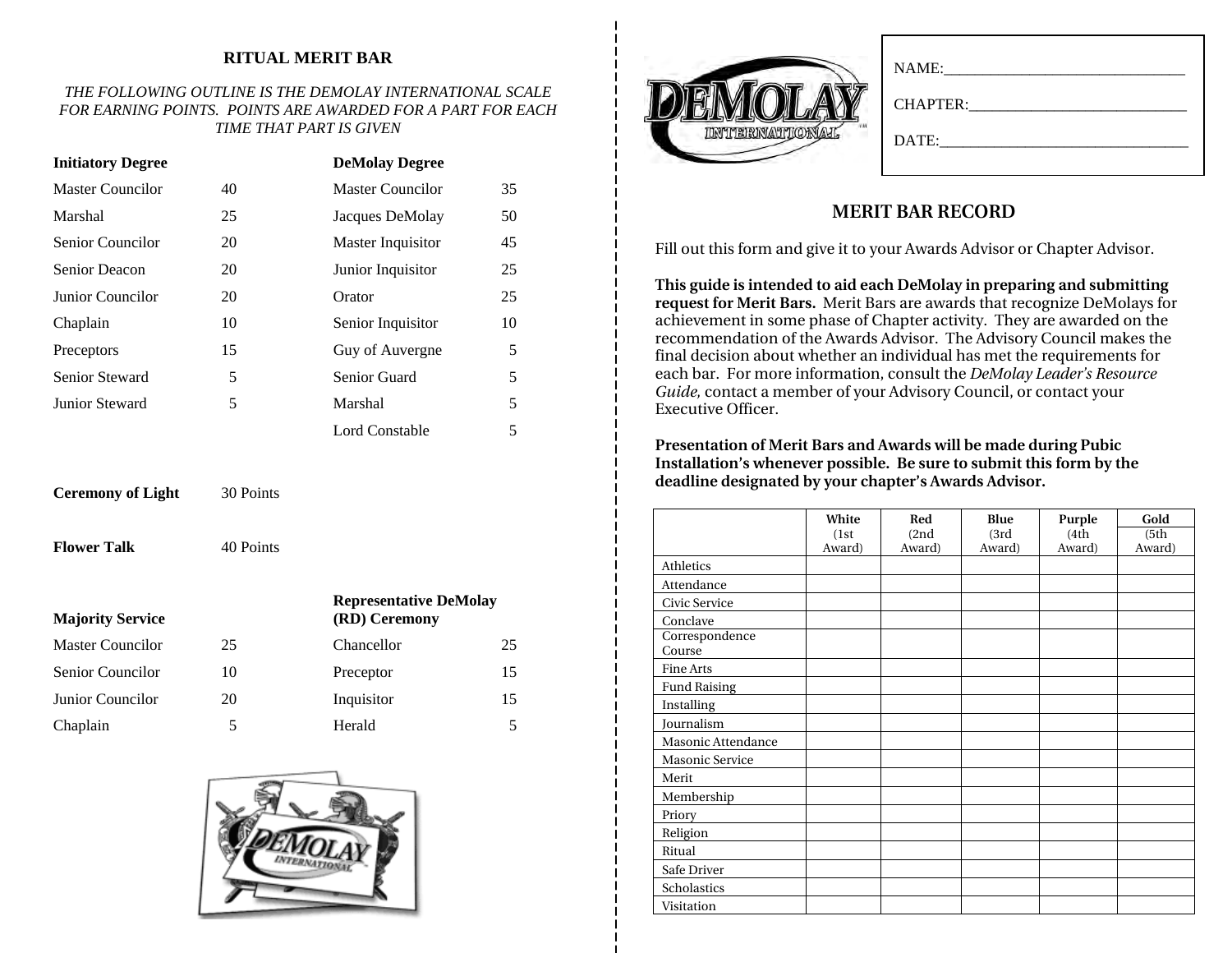## RITUAL MERIT BAR

*THE FOLLOWING OUTLINE IS THE DEMOLAY INTERNATIONAL SCALE FOR EARNING POINTS. POINTS ARE AWARDED FOR A PART FOR EACH TIME THAT PART IS GIVEN*

| **Initiatory Degree** | | **DeMolay Degree** | |
|---|---|---|---|
| Master Councilor | 40 | Master Councilor | 35 |
| Marshal | 25 | Jacques DeMolay | 50 |
| Senior Councilor | 20 | Master Inquisitor | 45 |
| Senior Deacon | 20 | Junior Inquisitor | 25 |
| Junior Councilor | 20 | Orator | 25 |
| Chaplain | 10 | Senior Inquisitor | 10 |
| Preceptors | 15 | Guy of Auvergne | 5 |
| Senior Steward | 5 | Senior Guard | 5 |
| Junior Steward | 5 | Marshal | 5 |
| | | Lord Constable | 5 |

**Ceremony of Light** 30 Points

**Flower Talk** 40 Points

| **Majority Service** | | **Representative DeMolay (RD) Ceremony** | |
|---|---|---|---|
| Master Councilor | 25 | Chancellor | 25 |
| Senior Councilor | 10 | Preceptor | 15 |
| Junior Councilor | 20 | Inquisitor | 15 |
| Chaplain | 5 | Herald | 5 |

NAME:______________________________

CHAPTER:___________________________

DATE:______________________________

## MERIT BAR RECORD

Fill out this form and give it to your Awards Advisor or Chapter Advisor.

**This guide is intended to aid each DeMolay in preparing and submitting request for Merit Bars.** Merit Bars are awards that recognize DeMolays for achievement in some phase of Chapter activity. They are awarded on the recommendation of the Awards Advisor. The Advisory Council makes the final decision about whether an individual has met the requirements for each bar. For more information, consult the *DeMolay Leader's Resource Guide,* contact a member of your Advisory Council, or contact your Executive Officer.

**Presentation of Merit Bars and Awards will be made during Pubic Installation's whenever possible. Be sure to submit this form by the deadline designated by your chapter's Awards Advisor.**

| | **White** (1st Award) | **Red** (2nd Award) | **Blue** (3rd Award) | **Purple** (4th Award) | **Gold** (5th Award) |
|---|---|---|---|---|---|
| Athletics | | | | | |
| Attendance | | | | | |
| Civic Service | | | | | |
| Conclave | | | | | |
| Correspondence Course | | | | | |
| Fine Arts | | | | | |
| Fund Raising | | | | | |
| Installing | | | | | |
| Journalism | | | | | |
| Masonic Attendance | | | | | |
| Masonic Service | | | | | |
| Merit | | | | | |
| Membership | | | | | |
| Priory | | | | | |
| Religion | | | | | |
| Ritual | | | | | |
| Safe Driver | | | | | |
| Scholastics | | | | | |
| Visitation | | | | | |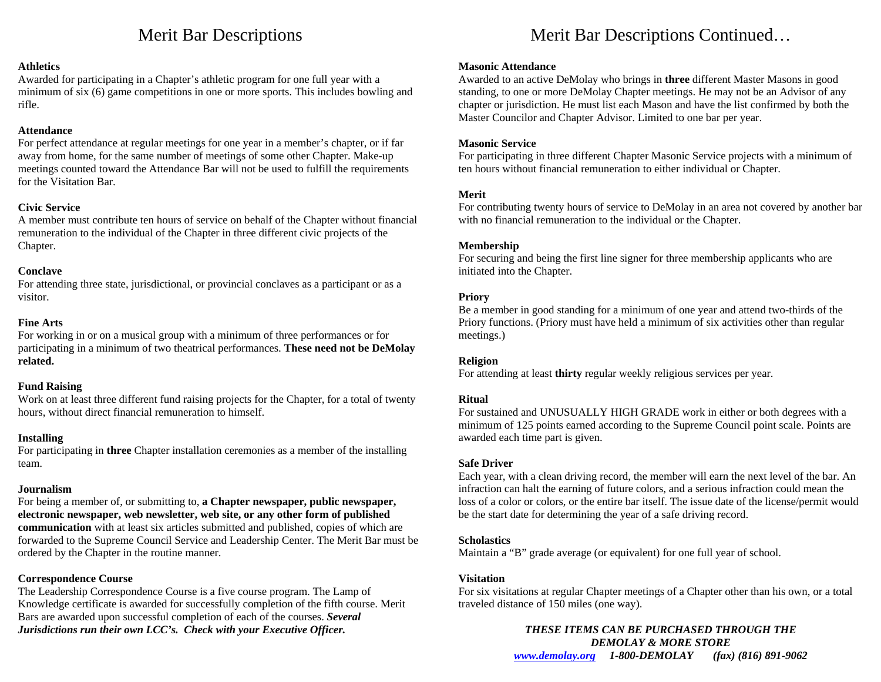# Merit Bar Descriptions

**Athletics**
Awarded for participating in a Chapter's athletic program for one full year with a minimum of six (6) game competitions in one or more sports. This includes bowling and rifle.

**Attendance**
For perfect attendance at regular meetings for one year in a member's chapter, or if far away from home, for the same number of meetings of some other Chapter. Make-up meetings counted toward the Attendance Bar will not be used to fulfill the requirements for the Visitation Bar.

**Civic Service**
A member must contribute ten hours of service on behalf of the Chapter without financial remuneration to the individual of the Chapter in three different civic projects of the Chapter.

**Conclave**
For attending three state, jurisdictional, or provincial conclaves as a participant or as a visitor.

**Fine Arts**
For working in or on a musical group with a minimum of three performances or for participating in a minimum of two theatrical performances. **These need not be DeMolay related.**

**Fund Raising**
Work on at least three different fund raising projects for the Chapter, for a total of twenty hours, without direct financial remuneration to himself.

**Installing**
For participating in **three** Chapter installation ceremonies as a member of the installing team.

**Journalism**
For being a member of, or submitting to, **a Chapter newspaper, public newspaper, electronic newspaper, web newsletter, web site, or any other form of published communication** with at least six articles submitted and published, copies of which are forwarded to the Supreme Council Service and Leadership Center. The Merit Bar must be ordered by the Chapter in the routine manner.

**Correspondence Course**
The Leadership Correspondence Course is a five course program. The Lamp of Knowledge certificate is awarded for successfully completion of the fifth course. Merit Bars are awarded upon successful completion of each of the courses. ***Several Jurisdictions run their own LCC's. Check with your Executive Officer.***

# Merit Bar Descriptions Continued…

**Masonic Attendance**
Awarded to an active DeMolay who brings in **three** different Master Masons in good standing, to one or more DeMolay Chapter meetings. He may not be an Advisor of any chapter or jurisdiction. He must list each Mason and have the list confirmed by both the Master Councilor and Chapter Advisor. Limited to one bar per year.

**Masonic Service**
For participating in three different Chapter Masonic Service projects with a minimum of ten hours without financial remuneration to either individual or Chapter.

**Merit**
For contributing twenty hours of service to DeMolay in an area not covered by another bar with no financial remuneration to the individual or the Chapter.

**Membership**
For securing and being the first line signer for three membership applicants who are initiated into the Chapter.

**Priory**
Be a member in good standing for a minimum of one year and attend two-thirds of the Priory functions. (Priory must have held a minimum of six activities other than regular meetings.)

**Religion**
For attending at least **thirty** regular weekly religious services per year.

**Ritual**
For sustained and UNUSUALLY HIGH GRADE work in either or both degrees with a minimum of 125 points earned according to the Supreme Council point scale. Points are awarded each time part is given.

**Safe Driver**
Each year, with a clean driving record, the member will earn the next level of the bar. An infraction can halt the earning of future colors, and a serious infraction could mean the loss of a color or colors, or the entire bar itself. The issue date of the license/permit would be the start date for determining the year of a safe driving record.

**Scholastics**
Maintain a "B" grade average (or equivalent) for one full year of school.

**Visitation**
For six visitations at regular Chapter meetings of a Chapter other than his own, or a total traveled distance of 150 miles (one way).

***THESE ITEMS CAN BE PURCHASED THROUGH THE DEMOLAY & MORE STORE***
***www.demolay.org   1-800-DEMOLAY   (fax) (816) 891-9062***